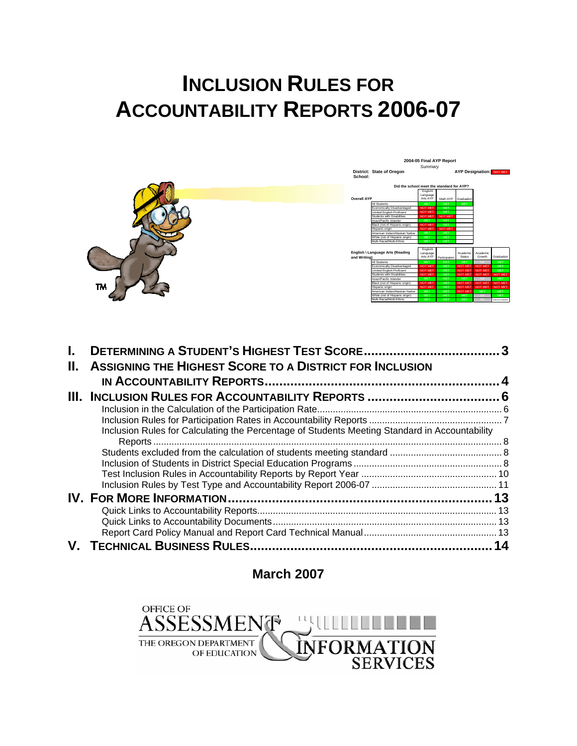# INCLUSION RULES FOR ACCOUNTABILITY REPORTS 2006-07

| | |
|---|---|
| **I. DETERMINING A STUDENT'S HIGHEST TEST SCORE** | **3** |
| **II. ASSIGNING THE HIGHEST SCORE TO A DISTRICT FOR INCLUSION IN ACCOUNTABILITY REPORTS** | **4** |
| **III. INCLUSION RULES FOR ACCOUNTABILITY REPORTS** | **6** |
| Inclusion in the Calculation of the Participation Rate | 6 |
| Inclusion Rules for Participation Rates in Accountability Reports | 7 |
| Inclusion Rules for Calculating the Percentage of Students Meeting Standard in Accountability Reports | 8 |
| Students excluded from the calculation of students meeting standard | 8 |
| Inclusion of Students in District Special Education Programs | 8 |
| Test Inclusion Rules in Accountability Reports by Report Year | 10 |
| Inclusion Rules by Test Type and Accountability Report 2006-07 | 11 |
| **IV. FOR MORE INFORMATION** | **13** |
| Quick Links to Accountability Reports | 13 |
| Quick Links to Accountability Documents | 13 |
| Report Card Policy Manual and Report Card Technical Manual | 13 |
| **V. TECHNICAL BUSINESS RULES** | **14** |

**March 2007**

OFFICE OF ASSESSMENT & INFORMATION SERVICES
THE OREGON DEPARTMENT OF EDUCATION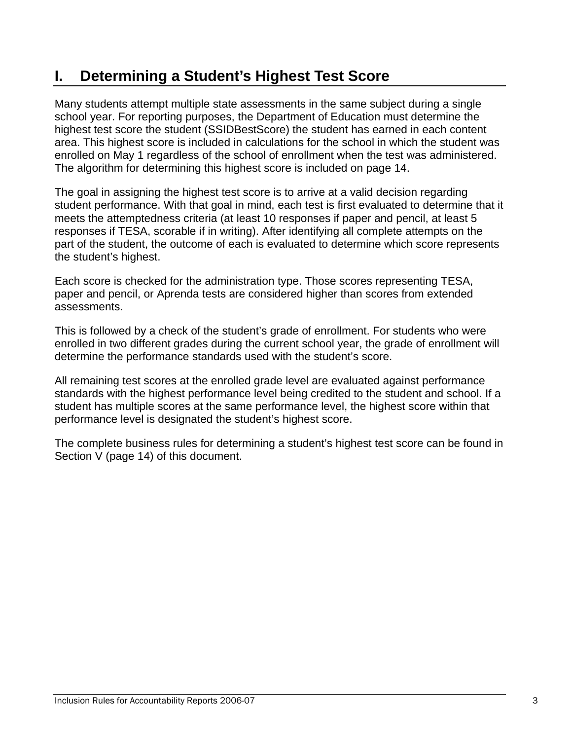# I. Determining a Student's Highest Test Score

Many students attempt multiple state assessments in the same subject during a single school year. For reporting purposes, the Department of Education must determine the highest test score the student (SSIDBestScore) the student has earned in each content area. This highest score is included in calculations for the school in which the student was enrolled on May 1 regardless of the school of enrollment when the test was administered. The algorithm for determining this highest score is included on page 14.

The goal in assigning the highest test score is to arrive at a valid decision regarding student performance. With that goal in mind, each test is first evaluated to determine that it meets the attemptedness criteria (at least 10 responses if paper and pencil, at least 5 responses if TESA, scorable if in writing). After identifying all complete attempts on the part of the student, the outcome of each is evaluated to determine which score represents the student's highest.

Each score is checked for the administration type. Those scores representing TESA, paper and pencil, or Aprenda tests are considered higher than scores from extended assessments.

This is followed by a check of the student's grade of enrollment. For students who were enrolled in two different grades during the current school year, the grade of enrollment will determine the performance standards used with the student's score.

All remaining test scores at the enrolled grade level are evaluated against performance standards with the highest performance level being credited to the student and school. If a student has multiple scores at the same performance level, the highest score within that performance level is designated the student's highest score.

The complete business rules for determining a student's highest test score can be found in Section V (page 14) of this document.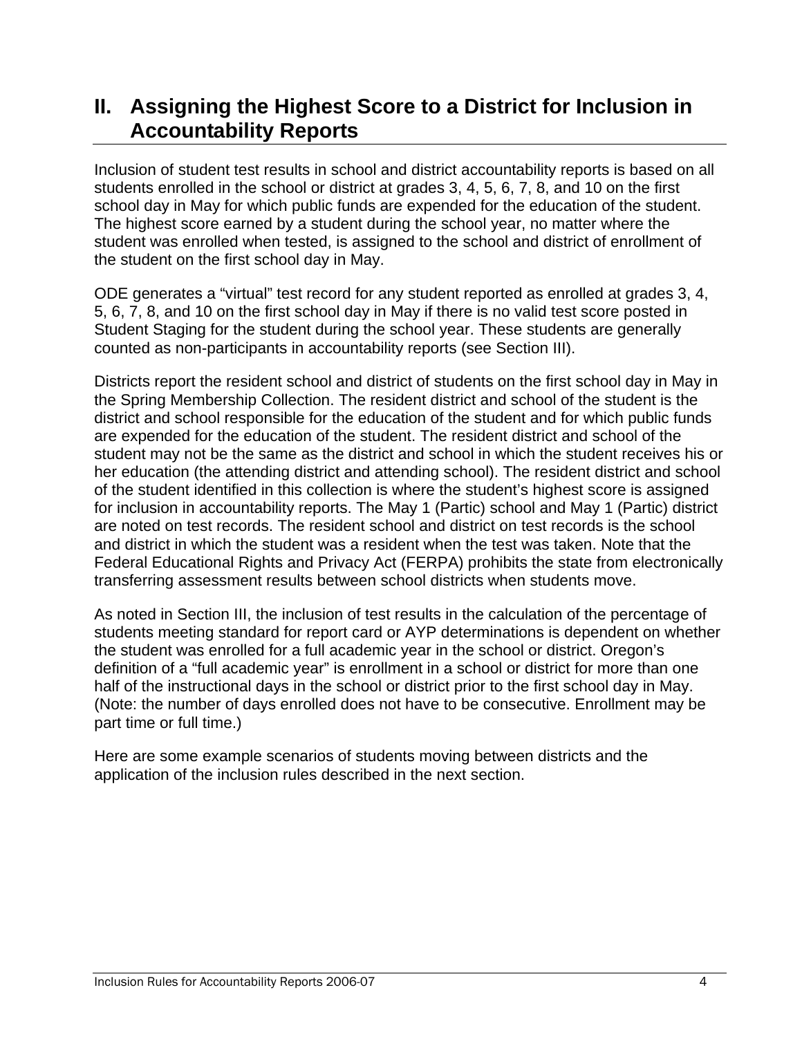## II. Assigning the Highest Score to a District for Inclusion in Accountability Reports

Inclusion of student test results in school and district accountability reports is based on all students enrolled in the school or district at grades 3, 4, 5, 6, 7, 8, and 10 on the first school day in May for which public funds are expended for the education of the student. The highest score earned by a student during the school year, no matter where the student was enrolled when tested, is assigned to the school and district of enrollment of the student on the first school day in May.

ODE generates a "virtual" test record for any student reported as enrolled at grades 3, 4, 5, 6, 7, 8, and 10 on the first school day in May if there is no valid test score posted in Student Staging for the student during the school year. These students are generally counted as non-participants in accountability reports (see Section III).

Districts report the resident school and district of students on the first school day in May in the Spring Membership Collection. The resident district and school of the student is the district and school responsible for the education of the student and for which public funds are expended for the education of the student. The resident district and school of the student may not be the same as the district and school in which the student receives his or her education (the attending district and attending school). The resident district and school of the student identified in this collection is where the student's highest score is assigned for inclusion in accountability reports. The May 1 (Partic) school and May 1 (Partic) district are noted on test records. The resident school and district on test records is the school and district in which the student was a resident when the test was taken. Note that the Federal Educational Rights and Privacy Act (FERPA) prohibits the state from electronically transferring assessment results between school districts when students move.

As noted in Section III, the inclusion of test results in the calculation of the percentage of students meeting standard for report card or AYP determinations is dependent on whether the student was enrolled for a full academic year in the school or district. Oregon's definition of a "full academic year" is enrollment in a school or district for more than one half of the instructional days in the school or district prior to the first school day in May. (Note: the number of days enrolled does not have to be consecutive. Enrollment may be part time or full time.)

Here are some example scenarios of students moving between districts and the application of the inclusion rules described in the next section.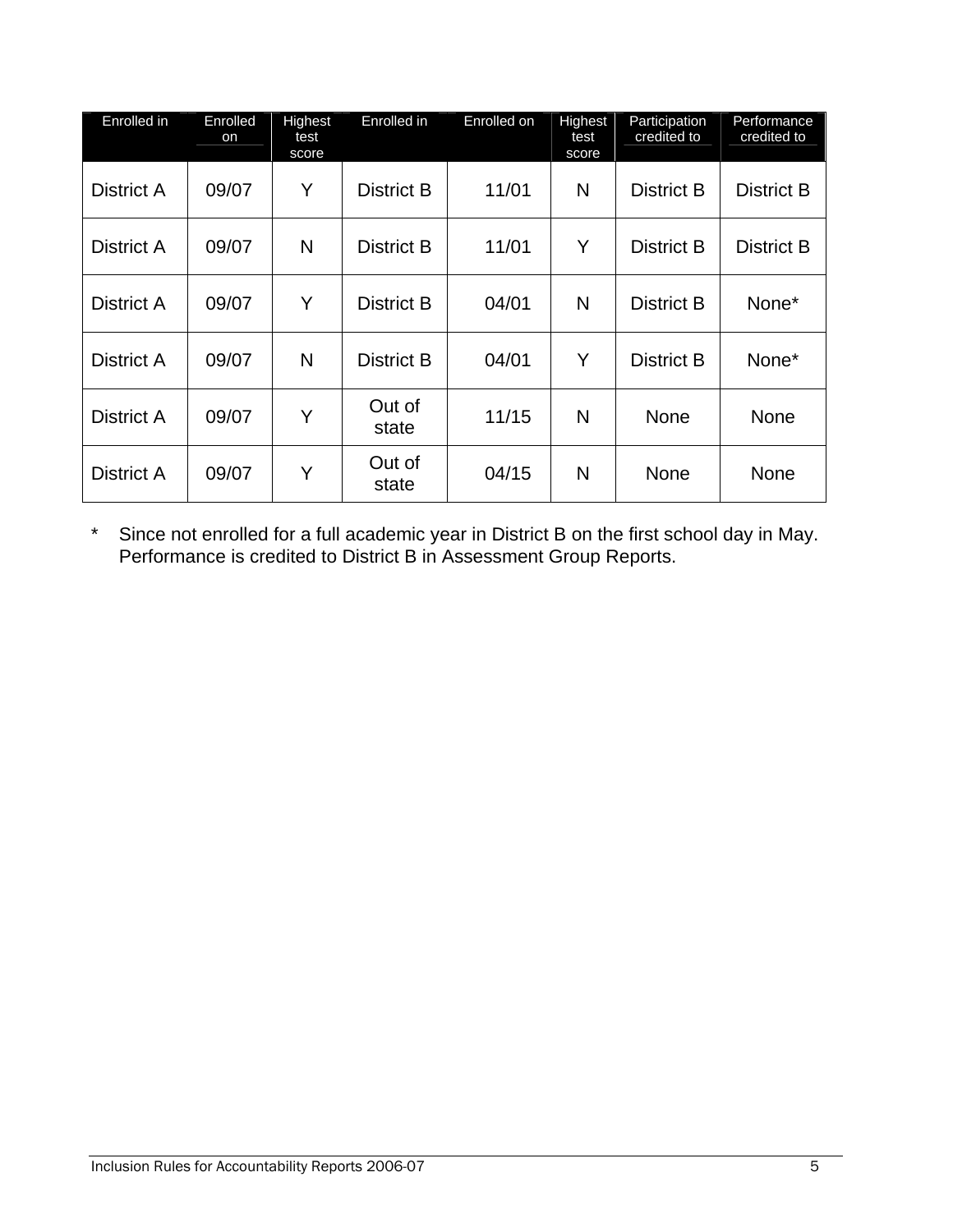| Enrolled in | Enrolled on | Highest test score | Enrolled in | Enrolled on | Highest test score | Participation credited to | Performance credited to |
|---|---|---|---|---|---|---|---|
| District A | 09/07 | Y | District B | 11/01 | N | District B | District B |
| District A | 09/07 | N | District B | 11/01 | Y | District B | District B |
| District A | 09/07 | Y | District B | 04/01 | N | District B | None* |
| District A | 09/07 | N | District B | 04/01 | Y | District B | None* |
| District A | 09/07 | Y | Out of state | 11/15 | N | None | None |
| District A | 09/07 | Y | Out of state | 04/15 | N | None | None |

\* Since not enrolled for a full academic year in District B on the first school day in May. Performance is credited to District B in Assessment Group Reports.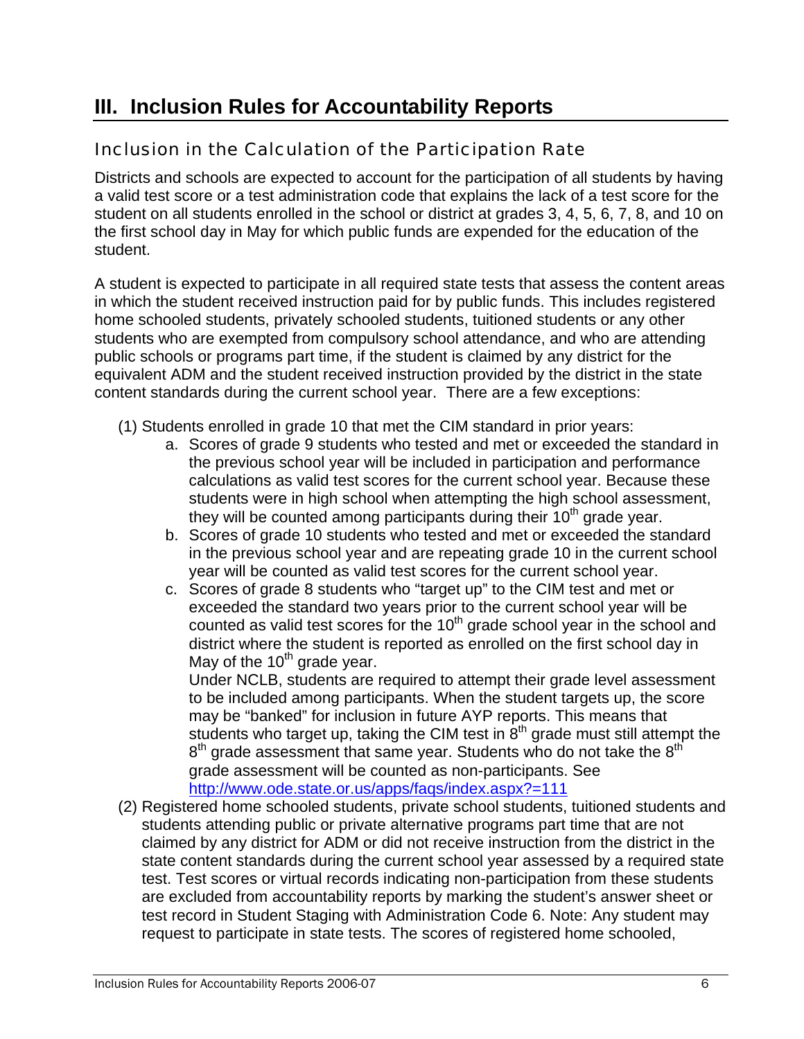# III. Inclusion Rules for Accountability Reports

## Inclusion in the Calculation of the Participation Rate

Districts and schools are expected to account for the participation of all students by having a valid test score or a test administration code that explains the lack of a test score for the student on all students enrolled in the school or district at grades 3, 4, 5, 6, 7, 8, and 10 on the first school day in May for which public funds are expended for the education of the student.

A student is expected to participate in all required state tests that assess the content areas in which the student received instruction paid for by public funds. This includes registered home schooled students, privately schooled students, tuitioned students or any other students who are exempted from compulsory school attendance, and who are attending public schools or programs part time, if the student is claimed by any district for the equivalent ADM and the student received instruction provided by the district in the state content standards during the current school year. There are a few exceptions:

(1) Students enrolled in grade 10 that met the CIM standard in prior years:

   a. Scores of grade 9 students who tested and met or exceeded the standard in the previous school year will be included in participation and performance calculations as valid test scores for the current school year. Because these students were in high school when attempting the high school assessment, they will be counted among participants during their 10th grade year.

   b. Scores of grade 10 students who tested and met or exceeded the standard in the previous school year and are repeating grade 10 in the current school year will be counted as valid test scores for the current school year.

   c. Scores of grade 8 students who "target up" to the CIM test and met or exceeded the standard two years prior to the current school year will be counted as valid test scores for the 10th grade school year in the school and district where the student is reported as enrolled on the first school day in May of the 10th grade year.
   Under NCLB, students are required to attempt their grade level assessment to be included among participants. When the student targets up, the score may be "banked" for inclusion in future AYP reports. This means that students who target up, taking the CIM test in 8th grade must still attempt the 8th grade assessment that same year. Students who do not take the 8th grade assessment will be counted as non-participants. See http://www.ode.state.or.us/apps/faqs/index.aspx?=111

(2) Registered home schooled students, private school students, tuitioned students and students attending public or private alternative programs part time that are not claimed by any district for ADM or did not receive instruction from the district in the state content standards during the current school year assessed by a required state test. Test scores or virtual records indicating non-participation from these students are excluded from accountability reports by marking the student's answer sheet or test record in Student Staging with Administration Code 6. Note: Any student may request to participate in state tests. The scores of registered home schooled,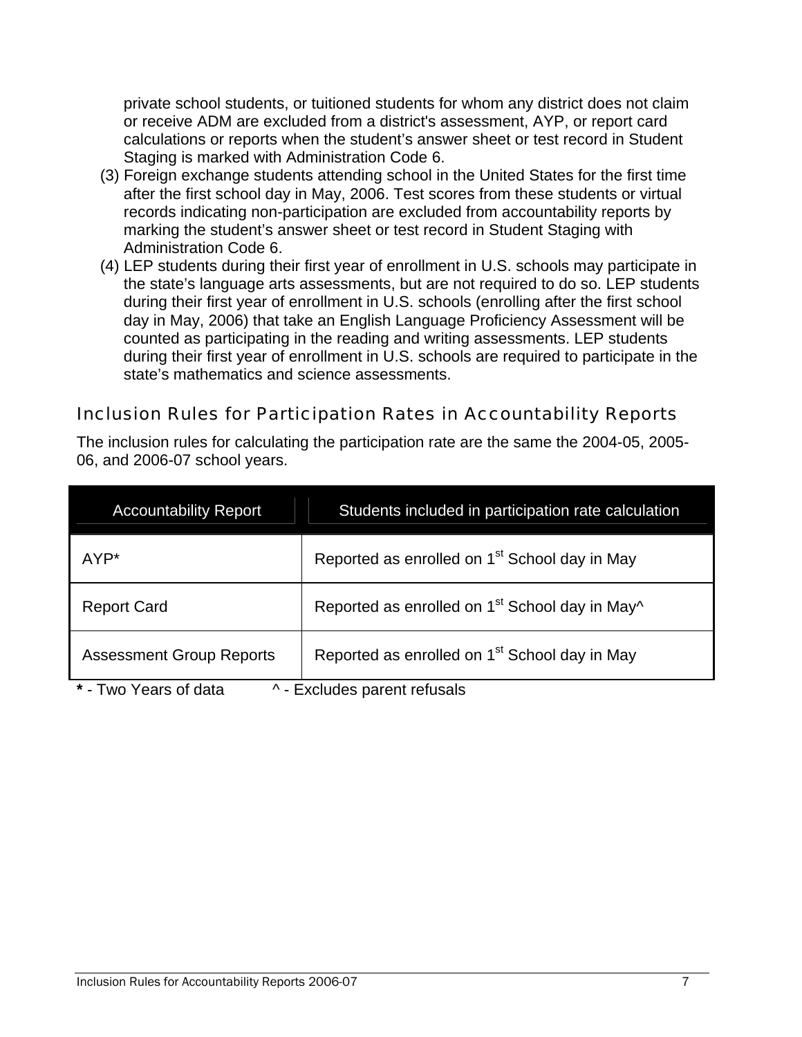private school students, or tuitioned students for whom any district does not claim or receive ADM are excluded from a district's assessment, AYP, or report card calculations or reports when the student's answer sheet or test record in Student Staging is marked with Administration Code 6.

(3) Foreign exchange students attending school in the United States for the first time after the first school day in May, 2006. Test scores from these students or virtual records indicating non-participation are excluded from accountability reports by marking the student's answer sheet or test record in Student Staging with Administration Code 6.

(4) LEP students during their first year of enrollment in U.S. schools may participate in the state's language arts assessments, but are not required to do so. LEP students during their first year of enrollment in U.S. schools (enrolling after the first school day in May, 2006) that take an English Language Proficiency Assessment will be counted as participating in the reading and writing assessments. LEP students during their first year of enrollment in U.S. schools are required to participate in the state's mathematics and science assessments.

## Inclusion Rules for Participation Rates in Accountability Reports

The inclusion rules for calculating the participation rate are the same the 2004-05, 2005-06, and 2006-07 school years.

| Accountability Report | Students included in participation rate calculation |
|---|---|
| AYP* | Reported as enrolled on 1st School day in May |
| Report Card | Reported as enrolled on 1st School day in May^ |
| Assessment Group Reports | Reported as enrolled on 1st School day in May |

**\*** - Two Years of data    ^ - Excludes parent refusals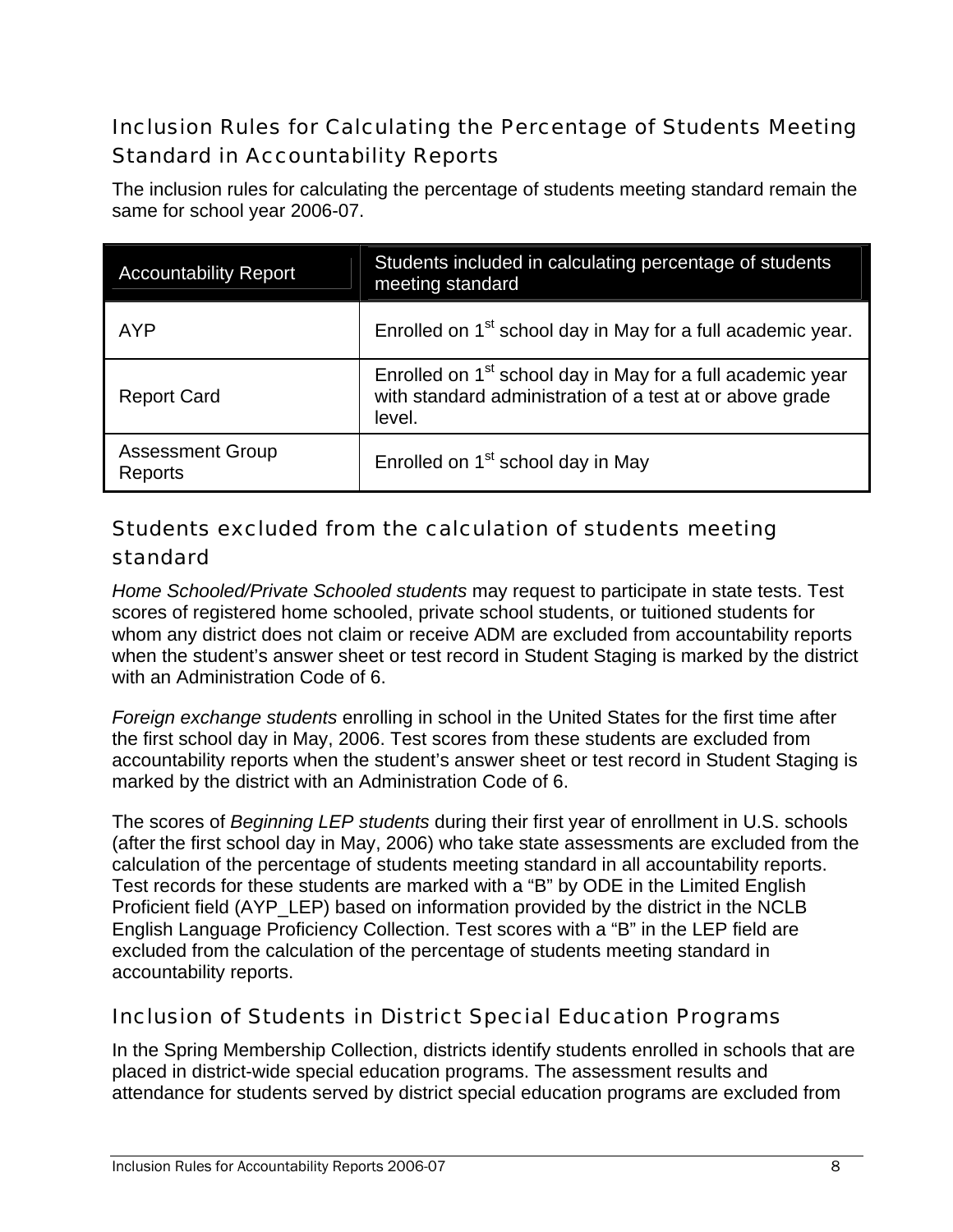## Inclusion Rules for Calculating the Percentage of Students Meeting Standard in Accountability Reports

The inclusion rules for calculating the percentage of students meeting standard remain the same for school year 2006-07.

| Accountability Report | Students included in calculating percentage of students meeting standard |
|---|---|
| AYP | Enrolled on 1st school day in May for a full academic year. |
| Report Card | Enrolled on 1st school day in May for a full academic year with standard administration of a test at or above grade level. |
| Assessment Group Reports | Enrolled on 1st school day in May |

## Students excluded from the calculation of students meeting standard

*Home Schooled/Private Schooled students* may request to participate in state tests. Test scores of registered home schooled, private school students, or tuitioned students for whom any district does not claim or receive ADM are excluded from accountability reports when the student's answer sheet or test record in Student Staging is marked by the district with an Administration Code of 6.

*Foreign exchange students* enrolling in school in the United States for the first time after the first school day in May, 2006. Test scores from these students are excluded from accountability reports when the student's answer sheet or test record in Student Staging is marked by the district with an Administration Code of 6.

The scores of *Beginning LEP students* during their first year of enrollment in U.S. schools (after the first school day in May, 2006) who take state assessments are excluded from the calculation of the percentage of students meeting standard in all accountability reports. Test records for these students are marked with a "B" by ODE in the Limited English Proficient field (AYP_LEP) based on information provided by the district in the NCLB English Language Proficiency Collection. Test scores with a "B" in the LEP field are excluded from the calculation of the percentage of students meeting standard in accountability reports.

## Inclusion of Students in District Special Education Programs

In the Spring Membership Collection, districts identify students enrolled in schools that are placed in district-wide special education programs. The assessment results and attendance for students served by district special education programs are excluded from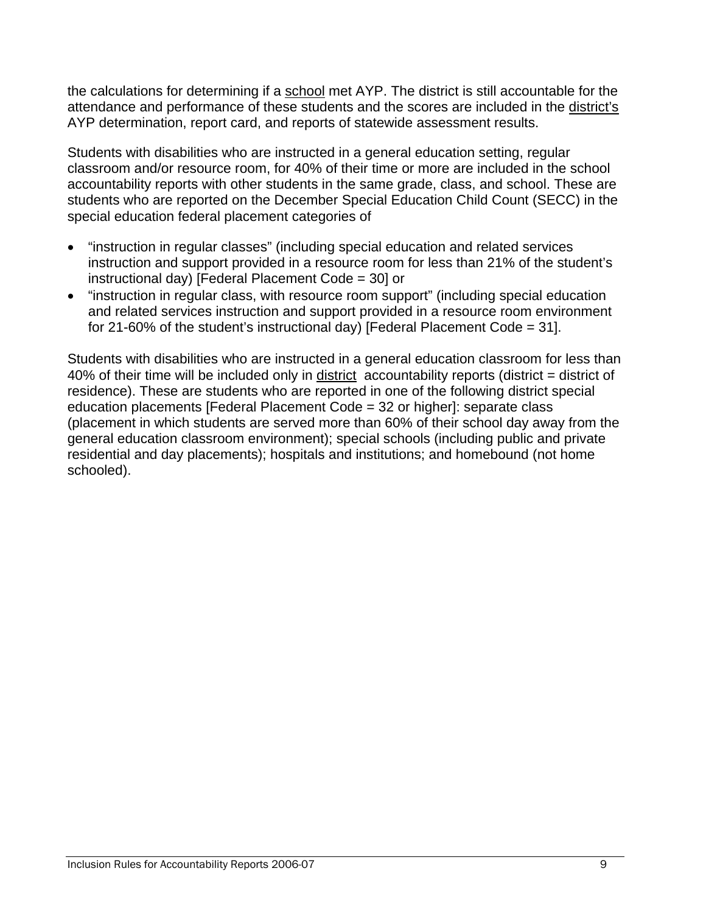the calculations for determining if a school met AYP. The district is still accountable for the attendance and performance of these students and the scores are included in the district's AYP determination, report card, and reports of statewide assessment results.

Students with disabilities who are instructed in a general education setting, regular classroom and/or resource room, for 40% of their time or more are included in the school accountability reports with other students in the same grade, class, and school. These are students who are reported on the December Special Education Child Count (SECC) in the special education federal placement categories of

- "instruction in regular classes" (including special education and related services instruction and support provided in a resource room for less than 21% of the student's instructional day) [Federal Placement Code = 30] or
- "instruction in regular class, with resource room support" (including special education and related services instruction and support provided in a resource room environment for 21-60% of the student's instructional day) [Federal Placement Code = 31].

Students with disabilities who are instructed in a general education classroom for less than 40% of their time will be included only in district accountability reports (district = district of residence). These are students who are reported in one of the following district special education placements [Federal Placement Code = 32 or higher]: separate class (placement in which students are served more than 60% of their school day away from the general education classroom environment); special schools (including public and private residential and day placements); hospitals and institutions; and homebound (not home schooled).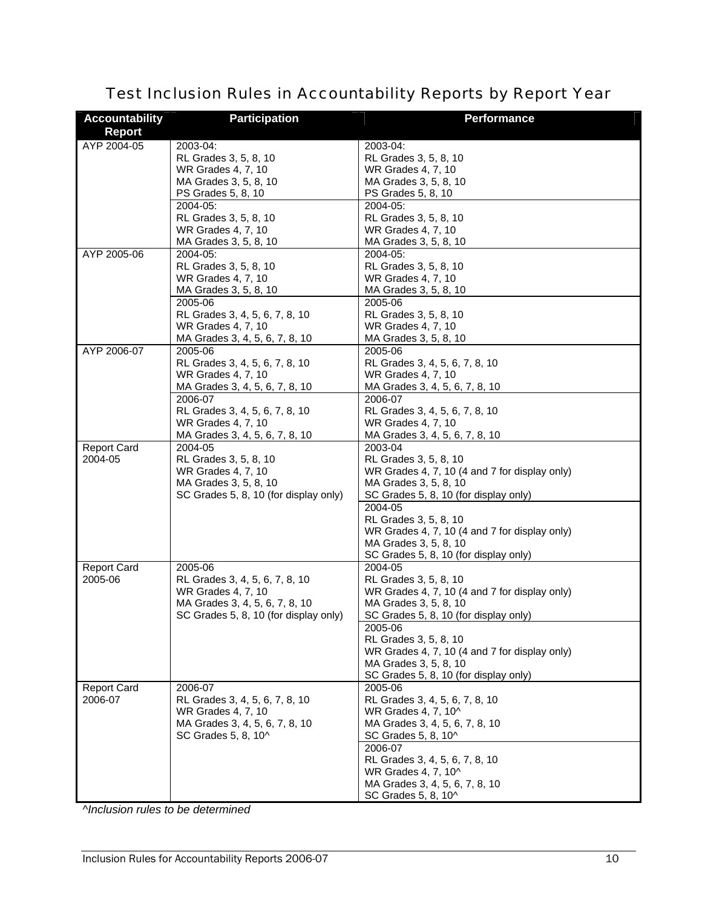# Test Inclusion Rules in Accountability Reports by Report Year

| Accountability Report | Participation | Performance |
|---|---|---|
| AYP 2004-05 | 2003-04:<br>RL Grades 3, 5, 8, 10<br>WR Grades 4, 7, 10<br>MA Grades 3, 5, 8, 10<br>PS Grades 5, 8, 10 | 2003-04:<br>RL Grades 3, 5, 8, 10<br>WR Grades 4, 7, 10<br>MA Grades 3, 5, 8, 10<br>PS Grades 5, 8, 10 |
| | 2004-05:<br>RL Grades 3, 5, 8, 10<br>WR Grades 4, 7, 10<br>MA Grades 3, 5, 8, 10 | 2004-05:<br>RL Grades 3, 5, 8, 10<br>WR Grades 4, 7, 10<br>MA Grades 3, 5, 8, 10 |
| AYP 2005-06 | 2004-05:<br>RL Grades 3, 5, 8, 10<br>WR Grades 4, 7, 10<br>MA Grades 3, 5, 8, 10 | 2004-05:<br>RL Grades 3, 5, 8, 10<br>WR Grades 4, 7, 10<br>MA Grades 3, 5, 8, 10 |
| | 2005-06<br>RL Grades 3, 4, 5, 6, 7, 8, 10<br>WR Grades 4, 7, 10<br>MA Grades 3, 4, 5, 6, 7, 8, 10 | 2005-06<br>RL Grades 3, 5, 8, 10<br>WR Grades 4, 7, 10<br>MA Grades 3, 5, 8, 10 |
| AYP 2006-07 | 2005-06<br>RL Grades 3, 4, 5, 6, 7, 8, 10<br>WR Grades 4, 7, 10<br>MA Grades 3, 4, 5, 6, 7, 8, 10 | 2005-06<br>RL Grades 3, 4, 5, 6, 7, 8, 10<br>WR Grades 4, 7, 10<br>MA Grades 3, 4, 5, 6, 7, 8, 10 |
| | 2006-07<br>RL Grades 3, 4, 5, 6, 7, 8, 10<br>WR Grades 4, 7, 10<br>MA Grades 3, 4, 5, 6, 7, 8, 10 | 2006-07<br>RL Grades 3, 4, 5, 6, 7, 8, 10<br>WR Grades 4, 7, 10<br>MA Grades 3, 4, 5, 6, 7, 8, 10 |
| Report Card 2004-05 | 2004-05<br>RL Grades 3, 5, 8, 10<br>WR Grades 4, 7, 10<br>MA Grades 3, 5, 8, 10<br>SC Grades 5, 8, 10 (for display only) | 2003-04<br>RL Grades 3, 5, 8, 10<br>WR Grades 4, 7, 10 (4 and 7 for display only)<br>MA Grades 3, 5, 8, 10<br>SC Grades 5, 8, 10 (for display only) |
| | | 2004-05<br>RL Grades 3, 5, 8, 10<br>WR Grades 4, 7, 10 (4 and 7 for display only)<br>MA Grades 3, 5, 8, 10<br>SC Grades 5, 8, 10 (for display only) |
| Report Card 2005-06 | 2005-06<br>RL Grades 3, 4, 5, 6, 7, 8, 10<br>WR Grades 4, 7, 10<br>MA Grades 3, 4, 5, 6, 7, 8, 10<br>SC Grades 5, 8, 10 (for display only) | 2004-05<br>RL Grades 3, 5, 8, 10<br>WR Grades 4, 7, 10 (4 and 7 for display only)<br>MA Grades 3, 5, 8, 10<br>SC Grades 5, 8, 10 (for display only) |
| | | 2005-06<br>RL Grades 3, 5, 8, 10<br>WR Grades 4, 7, 10 (4 and 7 for display only)<br>MA Grades 3, 5, 8, 10<br>SC Grades 5, 8, 10 (for display only) |
| Report Card 2006-07 | 2006-07<br>RL Grades 3, 4, 5, 6, 7, 8, 10<br>WR Grades 4, 7, 10<br>MA Grades 3, 4, 5, 6, 7, 8, 10<br>SC Grades 5, 8, 10^ | 2005-06<br>RL Grades 3, 4, 5, 6, 7, 8, 10<br>WR Grades 4, 7, 10^<br>MA Grades 3, 4, 5, 6, 7, 8, 10<br>SC Grades 5, 8, 10^ |
| | | 2006-07<br>RL Grades 3, 4, 5, 6, 7, 8, 10<br>WR Grades 4, 7, 10^<br>MA Grades 3, 4, 5, 6, 7, 8, 10<br>SC Grades 5, 8, 10^ |

^*Inclusion rules to be determined*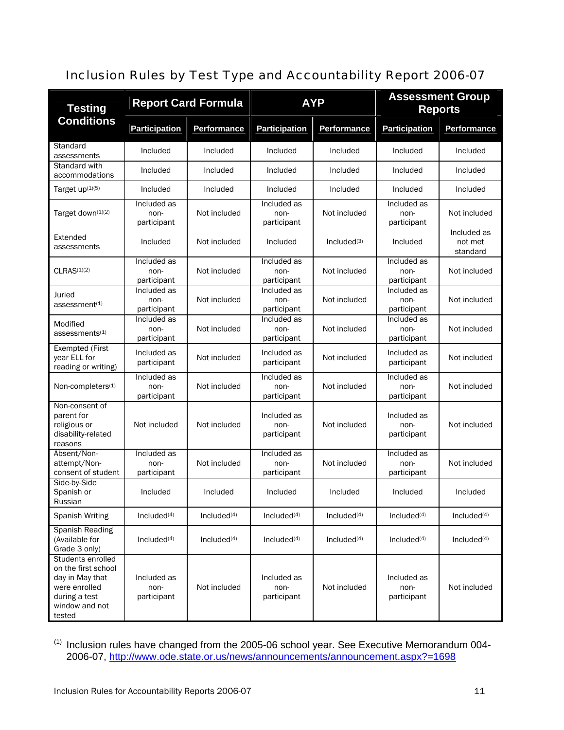# Inclusion Rules by Test Type and Accountability Report 2006-07

| Testing Conditions | Report Card Formula | | AYP | | Assessment Group Reports | |
|---|---|---|---|---|---|---|
| | Participation | Performance | Participation | Performance | Participation | Performance |
| Standard assessments | Included | Included | Included | Included | Included | Included |
| Standard with accommodations | Included | Included | Included | Included | Included | Included |
| Target up[(1)(5)] | Included | Included | Included | Included | Included | Included |
| Target down[(1)(2)] | Included as non-participant | Not included | Included as non-participant | Not included | Included as non-participant | Not included |
| Extended assessments | Included | Not included | Included | Included[(3)] | Included | Included as not met standard |
| CLRAS[(1)(2)] | Included as non-participant | Not included | Included as non-participant | Not included | Included as non-participant | Not included |
| Juried assessment[(1)] | Included as non-participant | Not included | Included as non-participant | Not included | Included as non-participant | Not included |
| Modified assessments[(1)] | Included as non-participant | Not included | Included as non-participant | Not included | Included as non-participant | Not included |
| Exempted (First year ELL for reading or writing) | Included as participant | Not included | Included as participant | Not included | Included as participant | Not included |
| Non-completers[(1)] | Included as non-participant | Not included | Included as non-participant | Not included | Included as non-participant | Not included |
| Non-consent of parent for religious or disability-related reasons | Not included | Not included | Included as non-participant | Not included | Included as non-participant | Not included |
| Absent/Non-attempt/Non-consent of student | Included as non-participant | Not included | Included as non-participant | Not included | Included as non-participant | Not included |
| Side-by-Side Spanish or Russian | Included | Included | Included | Included | Included | Included |
| Spanish Writing | Included[(4)] | Included[(4)] | Included[(4)] | Included[(4)] | Included[(4)] | Included[(4)] |
| Spanish Reading (Available for Grade 3 only) | Included[(4)] | Included[(4)] | Included[(4)] | Included[(4)] | Included[(4)] | Included[(4)] |
| Students enrolled on the first school day in May that were enrolled during a test window and not tested | Included as non-participant | Not included | Included as non-participant | Not included | Included as non-participant | Not included |

(1) Inclusion rules have changed from the 2005-06 school year. See Executive Memorandum 004-2006-07, http://www.ode.state.or.us/news/announcements/announcement.aspx?=1698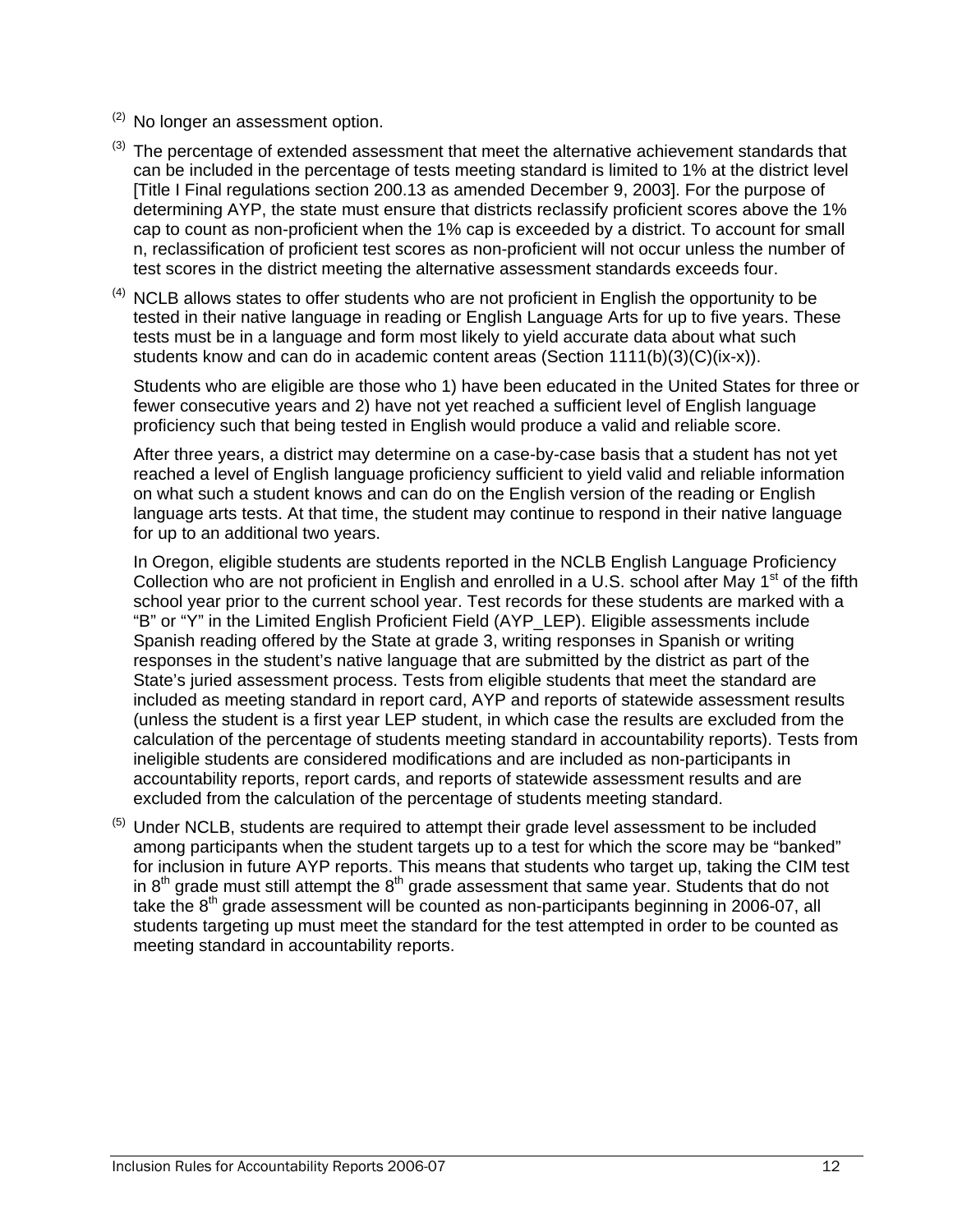(2) No longer an assessment option.

(3) The percentage of extended assessment that meet the alternative achievement standards that can be included in the percentage of tests meeting standard is limited to 1% at the district level [Title I Final regulations section 200.13 as amended December 9, 2003]. For the purpose of determining AYP, the state must ensure that districts reclassify proficient scores above the 1% cap to count as non-proficient when the 1% cap is exceeded by a district. To account for small n, reclassification of proficient test scores as non-proficient will not occur unless the number of test scores in the district meeting the alternative assessment standards exceeds four.

(4) NCLB allows states to offer students who are not proficient in English the opportunity to be tested in their native language in reading or English Language Arts for up to five years. These tests must be in a language and form most likely to yield accurate data about what such students know and can do in academic content areas (Section 1111(b)(3)(C)(ix-x)).

Students who are eligible are those who 1) have been educated in the United States for three or fewer consecutive years and 2) have not yet reached a sufficient level of English language proficiency such that being tested in English would produce a valid and reliable score.

After three years, a district may determine on a case-by-case basis that a student has not yet reached a level of English language proficiency sufficient to yield valid and reliable information on what such a student knows and can do on the English version of the reading or English language arts tests. At that time, the student may continue to respond in their native language for up to an additional two years.

In Oregon, eligible students are students reported in the NCLB English Language Proficiency Collection who are not proficient in English and enrolled in a U.S. school after May 1st of the fifth school year prior to the current school year. Test records for these students are marked with a "B" or "Y" in the Limited English Proficient Field (AYP_LEP). Eligible assessments include Spanish reading offered by the State at grade 3, writing responses in Spanish or writing responses in the student's native language that are submitted by the district as part of the State's juried assessment process. Tests from eligible students that meet the standard are included as meeting standard in report card, AYP and reports of statewide assessment results (unless the student is a first year LEP student, in which case the results are excluded from the calculation of the percentage of students meeting standard in accountability reports). Tests from ineligible students are considered modifications and are included as non-participants in accountability reports, report cards, and reports of statewide assessment results and are excluded from the calculation of the percentage of students meeting standard.

(5) Under NCLB, students are required to attempt their grade level assessment to be included among participants when the student targets up to a test for which the score may be "banked" for inclusion in future AYP reports. This means that students who target up, taking the CIM test in 8th grade must still attempt the 8th grade assessment that same year. Students that do not take the 8th grade assessment will be counted as non-participants beginning in 2006-07, all students targeting up must meet the standard for the test attempted in order to be counted as meeting standard in accountability reports.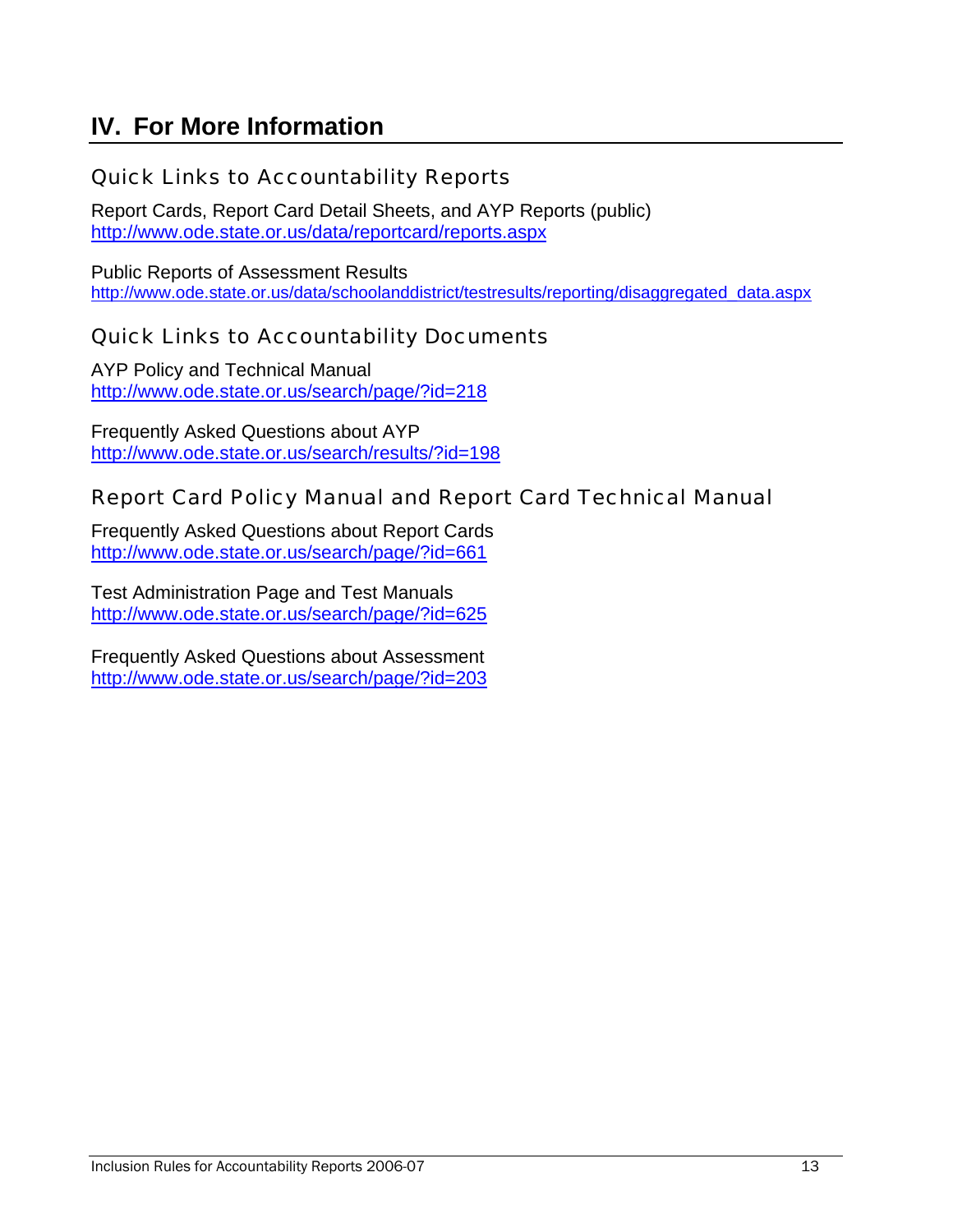# IV. For More Information

## Quick Links to Accountability Reports

Report Cards, Report Card Detail Sheets, and AYP Reports (public)
http://www.ode.state.or.us/data/reportcard/reports.aspx

Public Reports of Assessment Results
http://www.ode.state.or.us/data/schoolanddistrict/testresults/reporting/disaggregated_data.aspx

## Quick Links to Accountability Documents

AYP Policy and Technical Manual
http://www.ode.state.or.us/search/page/?id=218

Frequently Asked Questions about AYP
http://www.ode.state.or.us/search/results/?id=198

## Report Card Policy Manual and Report Card Technical Manual

Frequently Asked Questions about Report Cards
http://www.ode.state.or.us/search/page/?id=661

Test Administration Page and Test Manuals
http://www.ode.state.or.us/search/page/?id=625

Frequently Asked Questions about Assessment
http://www.ode.state.or.us/search/page/?id=203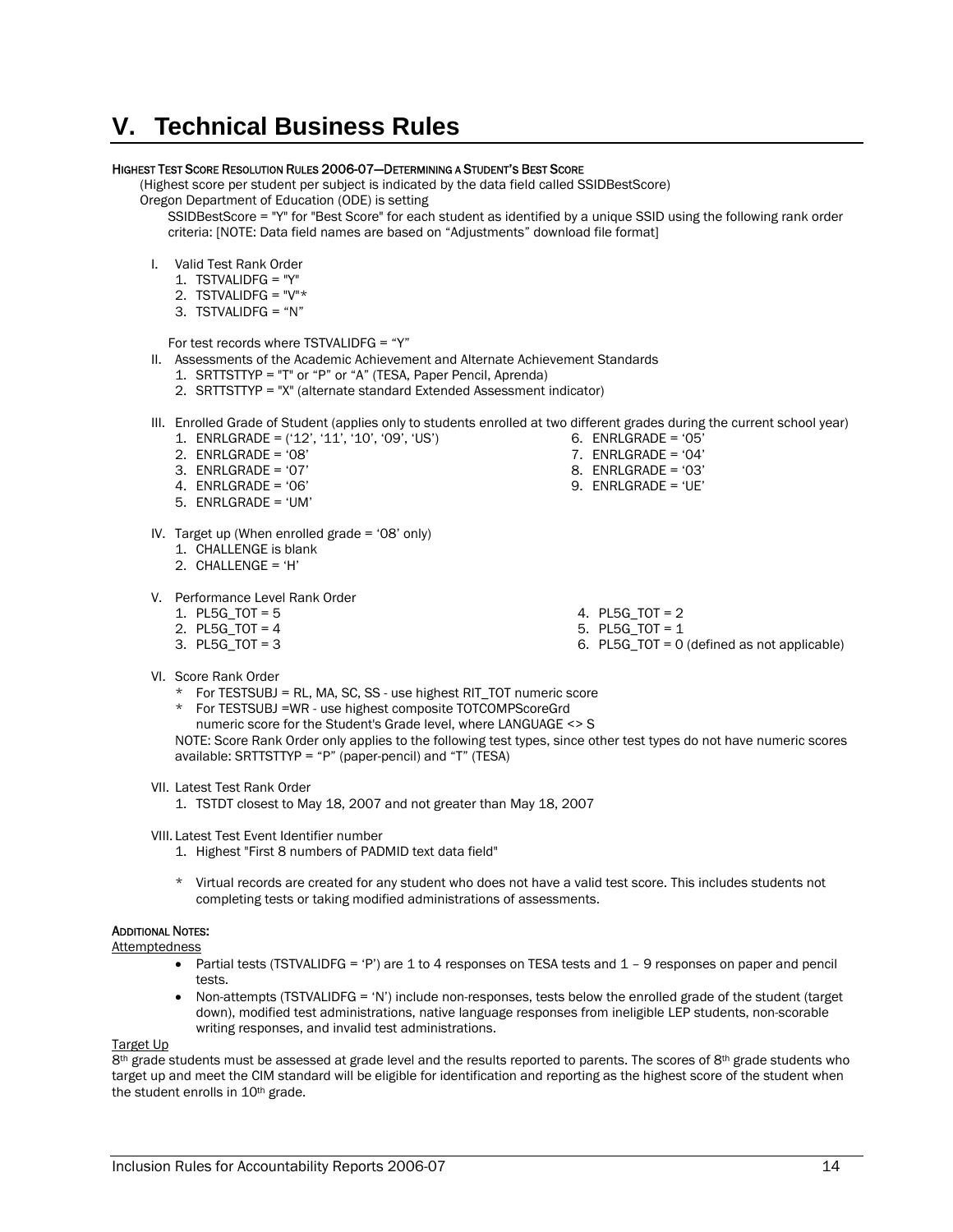# V. Technical Business Rules

**HIGHEST TEST SCORE RESOLUTION RULES 2006-07—DETERMINING A STUDENT'S BEST SCORE**

(Highest score per student per subject is indicated by the data field called SSIDBestScore)

Oregon Department of Education (ODE) is setting

SSIDBestScore = "Y" for "Best Score" for each student as identified by a unique SSID using the following rank order criteria: [NOTE: Data field names are based on "Adjustments" download file format]

I. Valid Test Rank Order
   1. TSTVALIDFG = "Y"
   2. TSTVALIDFG = "V"*
   3. TSTVALIDFG = "N"

For test records where TSTVALIDFG = "Y"

II. Assessments of the Academic Achievement and Alternate Achievement Standards
   1. SRTTSTTYP = "T" or "P" or "A" (TESA, Paper Pencil, Aprenda)
   2. SRTTSTTYP = "X" (alternate standard Extended Assessment indicator)

III. Enrolled Grade of Student (applies only to students enrolled at two different grades during the current school year)
   1. ENRLGRADE = ('12', '11', '10', '09', 'US')
   2. ENRLGRADE = '08'
   3. ENRLGRADE = '07'
   4. ENRLGRADE = '06'
   5. ENRLGRADE = 'UM'
   6. ENRLGRADE = '05'
   7. ENRLGRADE = '04'
   8. ENRLGRADE = '03'
   9. ENRLGRADE = 'UE'

IV. Target up (When enrolled grade = '08' only)
   1. CHALLENGE is blank
   2. CHALLENGE = 'H'

V. Performance Level Rank Order
   1. PL5G_TOT = 5
   2. PL5G_TOT = 4
   3. PL5G_TOT = 3
   4. PL5G_TOT = 2
   5. PL5G_TOT = 1
   6. PL5G_TOT = 0 (defined as not applicable)

VI. Score Rank Order
   * For TESTSUBJ = RL, MA, SC, SS - use highest RIT_TOT numeric score
   * For TESTSUBJ =WR - use highest composite TOTCOMPScoreGrd numeric score for the Student's Grade level, where LANGUAGE <> S

   NOTE: Score Rank Order only applies to the following test types, since other test types do not have numeric scores available: SRTTSTTYP = "P" (paper-pencil) and "T" (TESA)

VII. Latest Test Rank Order
   1. TSTDT closest to May 18, 2007 and not greater than May 18, 2007

VIII. Latest Test Event Identifier number
   1. Highest "First 8 numbers of PADMID text data field"

   * Virtual records are created for any student who does not have a valid test score. This includes students not completing tests or taking modified administrations of assessments.

**ADDITIONAL NOTES:**

Attemptedness

- Partial tests (TSTVALIDFG = 'P') are 1 to 4 responses on TESA tests and 1 – 9 responses on paper and pencil tests.
- Non-attempts (TSTVALIDFG = 'N') include non-responses, tests below the enrolled grade of the student (target down), modified test administrations, native language responses from ineligible LEP students, non-scorable writing responses, and invalid test administrations.

Target Up

8th grade students must be assessed at grade level and the results reported to parents. The scores of 8th grade students who target up and meet the CIM standard will be eligible for identification and reporting as the highest score of the student when the student enrolls in 10th grade.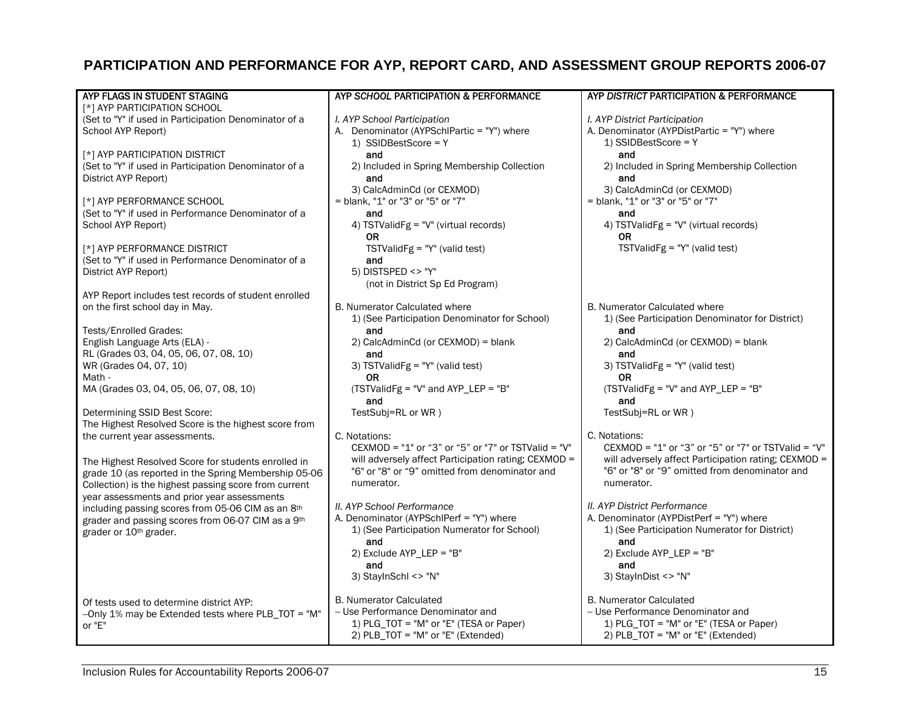# PARTICIPATION AND PERFORMANCE FOR AYP, REPORT CARD, AND ASSESSMENT GROUP REPORTS 2006-07

| AYP FLAGS IN STUDENT STAGING | AYP *SCHOOL* PARTICIPATION & PERFORMANCE | AYP *DISTRICT* PARTICIPATION & PERFORMANCE |
|---|---|---|
| [*] AYP PARTICIPATION SCHOOL<br>(Set to "Y" if used in Participation Denominator of a School AYP Report)<br><br>[*] AYP PARTICIPATION DISTRICT<br>(Set to "Y" if used in Participation Denominator of a District AYP Report)<br><br>[*] AYP PERFORMANCE SCHOOL<br>(Set to "Y" if used in Performance Denominator of a School AYP Report)<br><br>[*] AYP PERFORMANCE DISTRICT<br>(Set to "Y" if used in Performance Denominator of a District AYP Report)<br><br>AYP Report includes test records of student enrolled on the first school day in May.<br><br>Tests/Enrolled Grades:<br>English Language Arts (ELA) -<br>RL (Grades 03, 04, 05, 06, 07, 08, 10)<br>WR (Grades 04, 07, 10)<br>Math -<br>MA (Grades 03, 04, 05, 06, 07, 08, 10)<br><br>Determining SSID Best Score:<br>The Highest Resolved Score is the highest score from the current year assessments.<br><br>The Highest Resolved Score for students enrolled in grade 10 (as reported in the Spring Membership 05-06 Collection) is the highest passing score from current year assessments and prior year assessments including passing scores from 05-06 CIM as an 8th grader and passing scores from 06-07 CIM as a 9th grader or 10th grader.<br><br>Of tests used to determine district AYP:<br>--Only 1% may be Extended tests where PLB_TOT = "M" or "E" | *I. AYP School Participation*<br>A. Denominator (AYPSchlPartic = "Y") where<br>1) SSIDBestScore = Y<br>**and**<br>2) Included in Spring Membership Collection<br>**and**<br>3) CalcAdminCd (or CEXMOD) = blank, "1" or "3" or "5" or "7"<br>**and**<br>4) TSTValidFg = "V" (virtual records)<br>**OR**<br>TSTValidFg = "Y" (valid test)<br>**and**<br>5) DISTSPED <> "Y"<br>(not in District Sp Ed Program)<br><br>B. Numerator Calculated where<br>1) (See Participation Denominator for School)<br>**and**<br>2) CalcAdminCd (or CEXMOD) = blank<br>**and**<br>3) TSTValidFg = "Y" (valid test)<br>**OR**<br>(TSTValidFg = "V" and AYP_LEP = "B"<br>**and**<br>TestSubj=RL or WR )<br><br>C. Notations:<br>CEXMOD = "1" or "3" or "5" or "7" or TSTValid = "V" will adversely affect Participation rating; CEXMOD = "6" or "8" or "9" omitted from denominator and numerator.<br><br>*II. AYP School Performance*<br>A. Denominator (AYPSchlPerf = "Y") where<br>1) (See Participation Numerator for School)<br>**and**<br>2) Exclude AYP_LEP = "B"<br>**and**<br>3) StayInSchl <> "N"<br><br>B. Numerator Calculated<br>-- Use Performance Denominator and<br>1) PLG_TOT = "M" or "E" (TESA or Paper)<br>2) PLB_TOT = "M" or "E" (Extended) | *I. AYP District Participation*<br>A. Denominator (AYPDistPartic = "Y") where<br>1) SSIDBestScore = Y<br>**and**<br>2) Included in Spring Membership Collection<br>**and**<br>3) CalcAdminCd (or CEXMOD) = blank, "1" or "3" or "5" or "7"<br>**and**<br>4) TSTValidFg = "V" (virtual records)<br>**OR**<br>TSTValidFg = "Y" (valid test)<br><br>B. Numerator Calculated where<br>1) (See Participation Denominator for District)<br>**and**<br>2) CalcAdminCd (or CEXMOD) = blank<br>**and**<br>3) TSTValidFg = "Y" (valid test)<br>**OR**<br>(TSTValidFg = "V" and AYP_LEP = "B"<br>**and**<br>TestSubj=RL or WR )<br><br>C. Notations:<br>CEXMOD = "1" or "3" or "5" or "7" or TSTValid = "V" will adversely affect Participation rating; CEXMOD = "6" or "8" or "9" omitted from denominator and numerator.<br><br>*II. AYP District Performance*<br>A. Denominator (AYPDistPerf = "Y") where<br>1) (See Participation Numerator for District)<br>**and**<br>2) Exclude AYP_LEP = "B"<br>**and**<br>3) StayInDist <> "N"<br><br>B. Numerator Calculated<br>-- Use Performance Denominator and<br>1) PLG_TOT = "M" or "E" (TESA or Paper)<br>2) PLB_TOT = "M" or "E" (Extended) |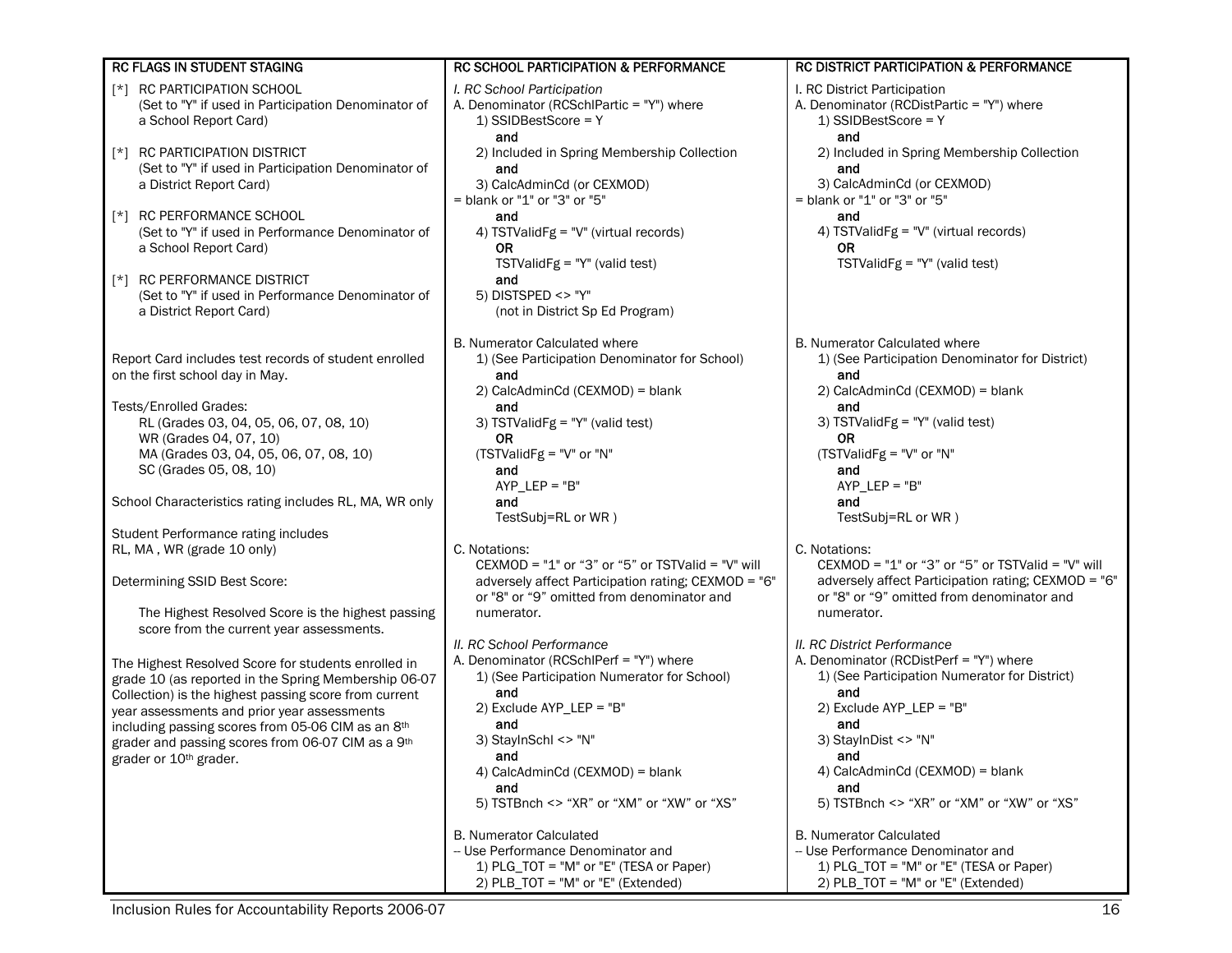| RC FLAGS IN STUDENT STAGING | RC SCHOOL PARTICIPATION & PERFORMANCE | RC DISTRICT PARTICIPATION & PERFORMANCE |
|---|---|---|
| [*] RC PARTICIPATION SCHOOL (Set to "Y" if used in Participation Denominator of a School Report Card)<br><br>[*] RC PARTICIPATION DISTRICT (Set to "Y" if used in Participation Denominator of a District Report Card)<br><br>[*] RC PERFORMANCE SCHOOL (Set to "Y" if used in Performance Denominator of a School Report Card)<br><br>[*] RC PERFORMANCE DISTRICT (Set to "Y" if used in Performance Denominator of a District Report Card)<br><br>Report Card includes test records of student enrolled on the first school day in May.<br><br>Tests/Enrolled Grades:<br>RL (Grades 03, 04, 05, 06, 07, 08, 10)<br>WR (Grades 04, 07, 10)<br>MA (Grades 03, 04, 05, 06, 07, 08, 10)<br>SC (Grades 05, 08, 10)<br><br>School Characteristics rating includes RL, MA, WR only<br><br>Student Performance rating includes RL, MA , WR (grade 10 only)<br><br>Determining SSID Best Score:<br><br>The Highest Resolved Score is the highest passing score from the current year assessments.<br><br>The Highest Resolved Score for students enrolled in grade 10 (as reported in the Spring Membership 06-07 Collection) is the highest passing score from current year assessments and prior year assessments including passing scores from 05-06 CIM as an 8th grader and passing scores from 06-07 CIM as a 9th grader or 10th grader. | *I. RC School Participation*<br>A. Denominator (RCSchlPartic = "Y") where<br>1) SSIDBestScore = Y<br>**and**<br>2) Included in Spring Membership Collection<br>**and**<br>3) CalcAdminCd (or CEXMOD) = blank or "1" or "3" or "5"<br>**and**<br>4) TSTValidFg = "V" (virtual records)<br>**OR**<br>TSTValidFg = "Y" (valid test)<br>**and**<br>5) DISTSPED <> "Y" (not in District Sp Ed Program)<br><br>B. Numerator Calculated where<br>1) (See Participation Denominator for School)<br>**and**<br>2) CalcAdminCd (CEXMOD) = blank<br>**and**<br>3) TSTValidFg = "Y" (valid test)<br>**OR**<br>(TSTValidFg = "V" or "N"<br>**and**<br>AYP_LEP = "B"<br>**and**<br>TestSubj=RL or WR )<br><br>C. Notations:<br>CEXMOD = "1" or "3" or "5" or TSTValid = "V" will adversely affect Participation rating; CEXMOD = "6" or "8" or "9" omitted from denominator and numerator.<br><br>*II. RC School Performance*<br>A. Denominator (RCSchlPerf = "Y") where<br>1) (See Participation Numerator for School)<br>**and**<br>2) Exclude AYP_LEP = "B"<br>**and**<br>3) StayInSchl <> "N"<br>**and**<br>4) CalcAdminCd (CEXMOD) = blank<br>**and**<br>5) TSTBnch <> "XR" or "XM" or "XW" or "XS"<br><br>B. Numerator Calculated<br>-- Use Performance Denominator and<br>1) PLG_TOT = "M" or "E" (TESA or Paper)<br>2) PLB_TOT = "M" or "E" (Extended) | I. RC District Participation<br>A. Denominator (RCDistPartic = "Y") where<br>1) SSIDBestScore = Y<br>**and**<br>2) Included in Spring Membership Collection<br>**and**<br>3) CalcAdminCd (or CEXMOD) = blank or "1" or "3" or "5"<br>**and**<br>4) TSTValidFg = "V" (virtual records)<br>**OR**<br>TSTValidFg = "Y" (valid test)<br><br>B. Numerator Calculated where<br>1) (See Participation Denominator for District)<br>**and**<br>2) CalcAdminCd (CEXMOD) = blank<br>**and**<br>3) TSTValidFg = "Y" (valid test)<br>**OR**<br>(TSTValidFg = "V" or "N"<br>**and**<br>AYP_LEP = "B"<br>**and**<br>TestSubj=RL or WR )<br><br>C. Notations:<br>CEXMOD = "1" or "3" or "5" or TSTValid = "V" will adversely affect Participation rating; CEXMOD = "6" or "8" or "9" omitted from denominator and numerator.<br><br>*II. RC District Performance*<br>A. Denominator (RCDistPerf = "Y") where<br>1) (See Participation Numerator for District)<br>**and**<br>2) Exclude AYP_LEP = "B"<br>**and**<br>3) StayInDist <> "N"<br>**and**<br>4) CalcAdminCd (CEXMOD) = blank<br>**and**<br>5) TSTBnch <> "XR" or "XM" or "XW" or "XS"<br><br>B. Numerator Calculated<br>-- Use Performance Denominator and<br>1) PLG_TOT = "M" or "E" (TESA or Paper)<br>2) PLB_TOT = "M" or "E" (Extended) |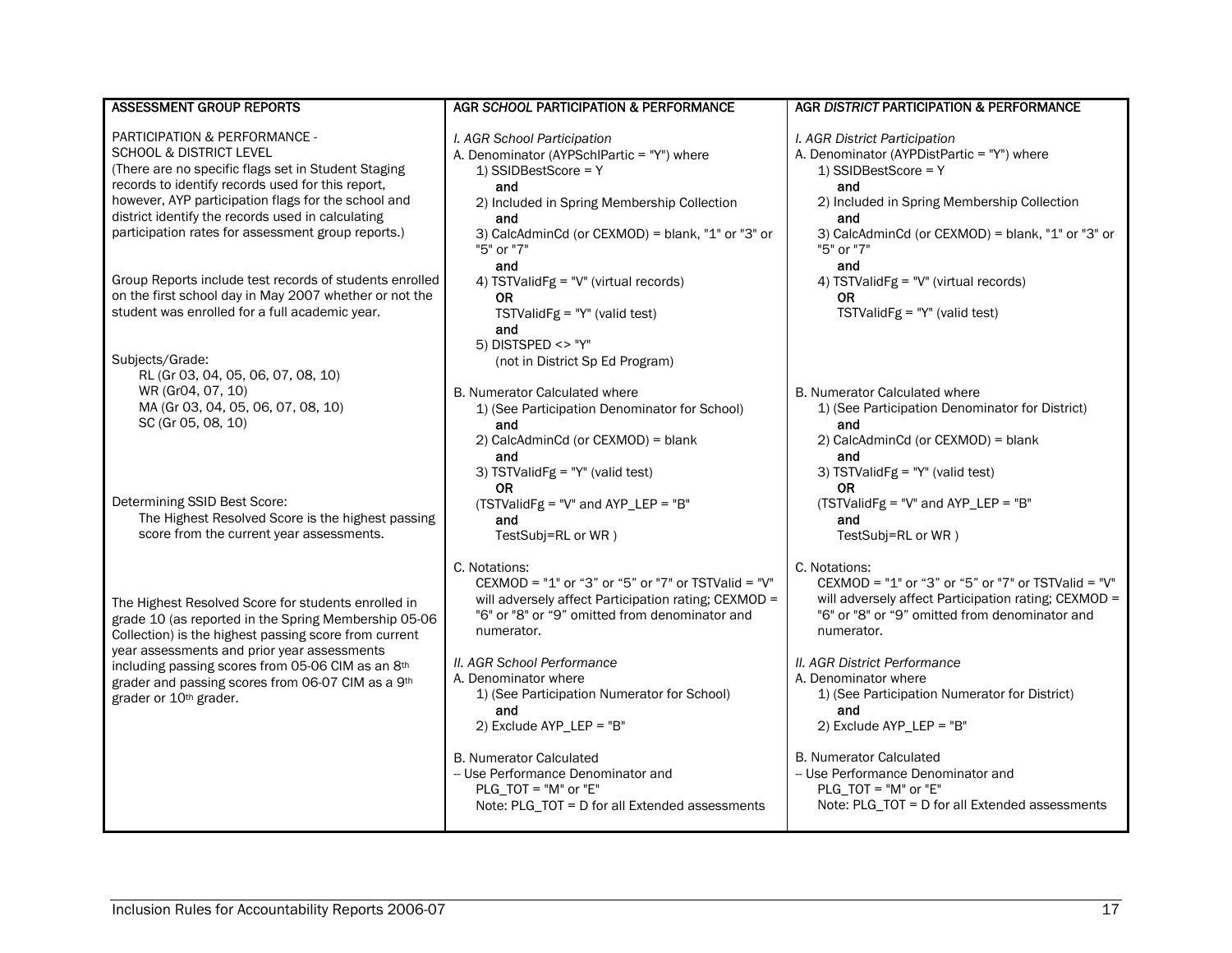| ASSESSMENT GROUP REPORTS | AGR *SCHOOL* PARTICIPATION & PERFORMANCE | AGR *DISTRICT* PARTICIPATION & PERFORMANCE |
|---|---|---|
| PARTICIPATION & PERFORMANCE - SCHOOL & DISTRICT LEVEL<br>(There are no specific flags set in Student Staging records to identify records used for this report, however, AYP participation flags for the school and district identify the records used in calculating participation rates for assessment group reports.)<br><br>Group Reports include test records of students enrolled on the first school day in May 2007 whether or not the student was enrolled for a full academic year.<br><br>Subjects/Grade:<br>RL (Gr 03, 04, 05, 06, 07, 08, 10)<br>WR (Gr04, 07, 10)<br>MA (Gr 03, 04, 05, 06, 07, 08, 10)<br>SC (Gr 05, 08, 10)<br><br>Determining SSID Best Score:<br>The Highest Resolved Score is the highest passing score from the current year assessments.<br><br>The Highest Resolved Score for students enrolled in grade 10 (as reported in the Spring Membership 05-06 Collection) is the highest passing score from current year assessments and prior year assessments including passing scores from 05-06 CIM as an 8th grader and passing scores from 06-07 CIM as a 9th grader or 10th grader. | *I. AGR School Participation*<br>A. Denominator (AYPSchlPartic = "Y") where<br>1) SSIDBestScore = Y<br>**and**<br>2) Included in Spring Membership Collection<br>**and**<br>3) CalcAdminCd (or CEXMOD) = blank, "1" or "3" or "5" or "7"<br>**and**<br>4) TSTValidFg = "V" (virtual records)<br>**OR**<br>TSTValidFg = "Y" (valid test)<br>**and**<br>5) DISTSPED <> "Y"<br>(not in District Sp Ed Program)<br><br>B. Numerator Calculated where<br>1) (See Participation Denominator for School)<br>**and**<br>2) CalcAdminCd (or CEXMOD) = blank<br>**and**<br>3) TSTValidFg = "Y" (valid test)<br>**OR**<br>(TSTValidFg = "V" and AYP_LEP = "B"<br>**and**<br>TestSubj=RL or WR )<br><br>C. Notations:<br>CEXMOD = "1" or "3" or "5" or "7" or TSTValid = "V" will adversely affect Participation rating; CEXMOD = "6" or "8" or "9" omitted from denominator and numerator.<br><br>*II. AGR School Performance*<br>A. Denominator where<br>1) (See Participation Numerator for School)<br>**and**<br>2) Exclude AYP_LEP = "B"<br><br>B. Numerator Calculated<br>-- Use Performance Denominator and<br>PLG_TOT = "M" or "E"<br>Note: PLG_TOT = D for all Extended assessments | *I. AGR District Participation*<br>A. Denominator (AYPDistPartic = "Y") where<br>1) SSIDBestScore = Y<br>**and**<br>2) Included in Spring Membership Collection<br>**and**<br>3) CalcAdminCd (or CEXMOD) = blank, "1" or "3" or "5" or "7"<br>**and**<br>4) TSTValidFg = "V" (virtual records)<br>**OR**<br>TSTValidFg = "Y" (valid test)<br><br>B. Numerator Calculated where<br>1) (See Participation Denominator for District)<br>**and**<br>2) CalcAdminCd (or CEXMOD) = blank<br>**and**<br>3) TSTValidFg = "Y" (valid test)<br>**OR**<br>(TSTValidFg = "V" and AYP_LEP = "B"<br>**and**<br>TestSubj=RL or WR )<br><br>C. Notations:<br>CEXMOD = "1" or "3" or "5" or "7" or TSTValid = "V" will adversely affect Participation rating; CEXMOD = "6" or "8" or "9" omitted from denominator and numerator.<br><br>*II. AGR District Performance*<br>A. Denominator where<br>1) (See Participation Numerator for District)<br>**and**<br>2) Exclude AYP_LEP = "B"<br><br>B. Numerator Calculated<br>-- Use Performance Denominator and<br>PLG_TOT = "M" or "E"<br>Note: PLG_TOT = D for all Extended assessments |